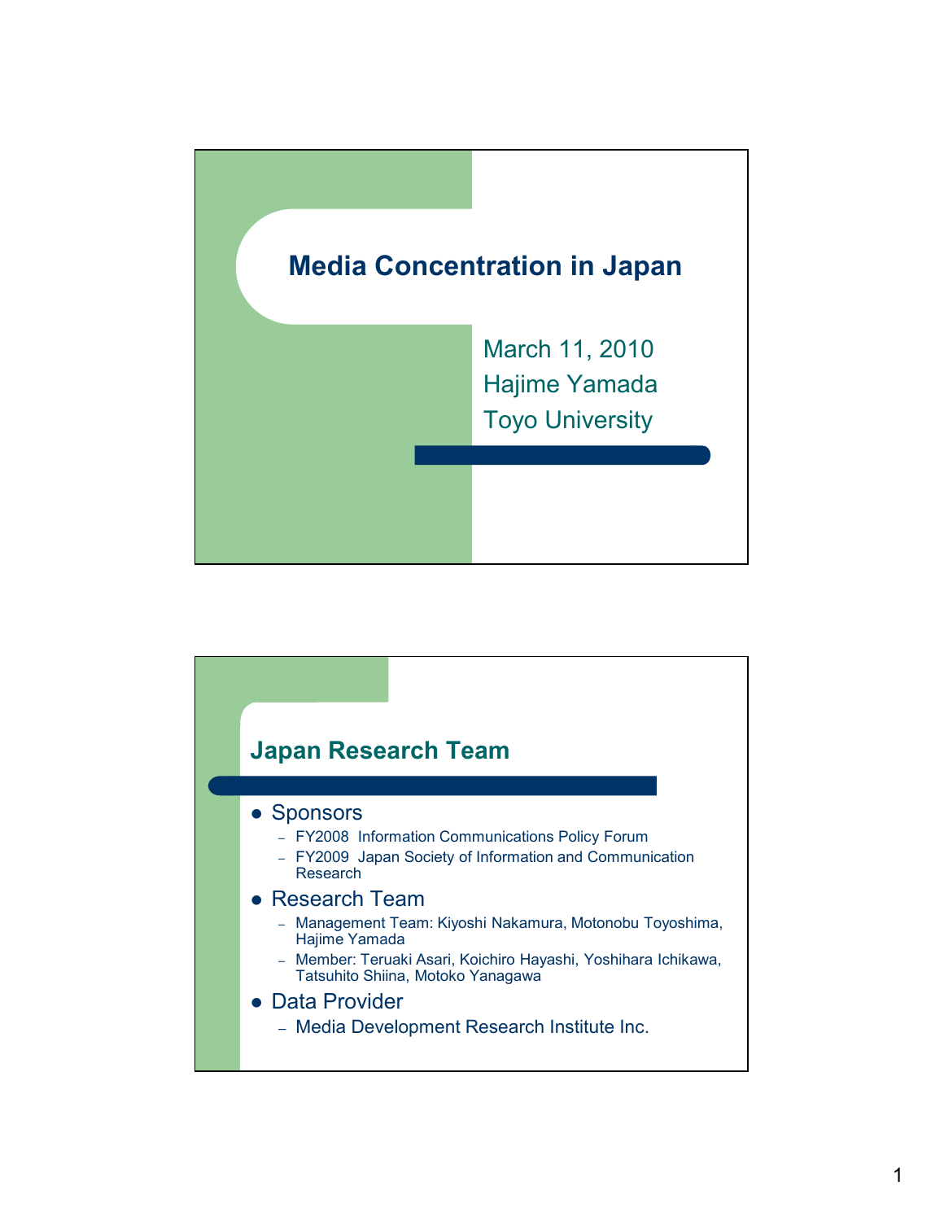# Media Concentration in Japan

March 11, 2010
Hajime Yamada
Toyo University

## Japan Research Team

- Sponsors
  - FY2008 Information Communications Policy Forum
  - FY2009 Japan Society of Information and Communication Research
- Research Team
  - Management Team: Kiyoshi Nakamura, Motonobu Toyoshima, Hajime Yamada
  - Member: Teruaki Asari, Koichiro Hayashi, Yoshihara Ichikawa, Tatsuhito Shiina, Motoko Yanagawa
- Data Provider
  - Media Development Research Institute Inc.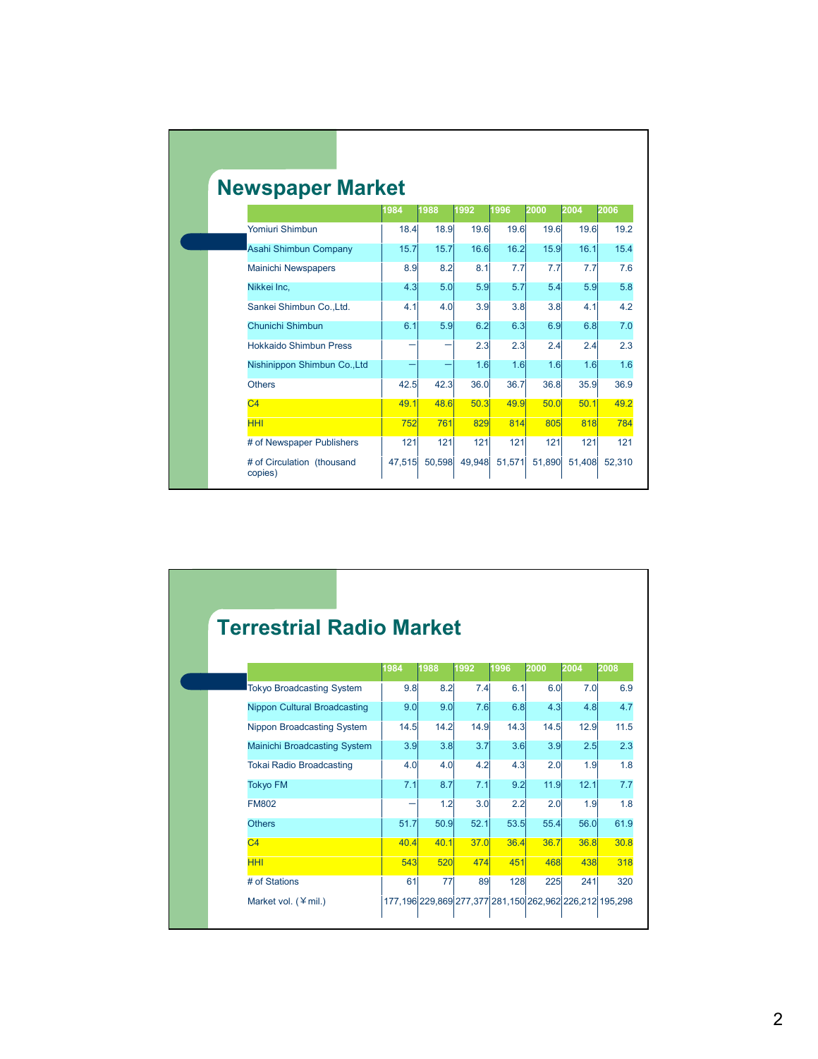## Newspaper Market

| | 1984 | 1988 | 1992 | 1996 | 2000 | 2004 | 2006 |
|---|---|---|---|---|---|---|---|
| Yomiuri Shimbun | 18.4 | 18.9 | 19.6 | 19.6 | 19.6 | 19.6 | 19.2 |
| Asahi Shimbun Company | 15.7 | 15.7 | 16.6 | 16.2 | 15.9 | 16.1 | 15.4 |
| Mainichi Newspapers | 8.9 | 8.2 | 8.1 | 7.7 | 7.7 | 7.7 | 7.6 |
| Nikkei Inc, | 4.3 | 5.0 | 5.9 | 5.7 | 5.4 | 5.9 | 5.8 |
| Sankei Shimbun Co.,Ltd. | 4.1 | 4.0 | 3.9 | 3.8 | 3.8 | 4.1 | 4.2 |
| Chunichi Shimbun | 6.1 | 5.9 | 6.2 | 6.3 | 6.9 | 6.8 | 7.0 |
| Hokkaido Shimbun Press | — | — | 2.3 | 2.3 | 2.4 | 2.4 | 2.3 |
| Nishinippon Shimbun Co.,Ltd | — | — | 1.6 | 1.6 | 1.6 | 1.6 | 1.6 |
| Others | 42.5 | 42.3 | 36.0 | 36.7 | 36.8 | 35.9 | 36.9 |
| C4 | 49.1 | 48.6 | 50.3 | 49.9 | 50.0 | 50.1 | 49.2 |
| HHI | 752 | 761 | 829 | 814 | 805 | 818 | 784 |
| # of Newspaper Publishers | 121 | 121 | 121 | 121 | 121 | 121 | 121 |
| # of Circulation (thousand copies) | 47,515 | 50,598 | 49,948 | 51,571 | 51,890 | 51,408 | 52,310 |

## Terrestrial Radio Market

| | 1984 | 1988 | 1992 | 1996 | 2000 | 2004 | 2008 |
|---|---|---|---|---|---|---|---|
| Tokyo Broadcasting System | 9.8 | 8.2 | 7.4 | 6.1 | 6.0 | 7.0 | 6.9 |
| Nippon Cultural Broadcasting | 9.0 | 9.0 | 7.6 | 6.8 | 4.3 | 4.8 | 4.7 |
| Nippon Broadcasting System | 14.5 | 14.2 | 14.9 | 14.3 | 14.5 | 12.9 | 11.5 |
| Mainichi Broadcasting System | 3.9 | 3.8 | 3.7 | 3.6 | 3.9 | 2.5 | 2.3 |
| Tokai Radio Broadcasting | 4.0 | 4.0 | 4.2 | 4.3 | 2.0 | 1.9 | 1.8 |
| Tokyo FM | 7.1 | 8.7 | 7.1 | 9.2 | 11.9 | 12.1 | 7.7 |
| FM802 | — | 1.2 | 3.0 | 2.2 | 2.0 | 1.9 | 1.8 |
| Others | 51.7 | 50.9 | 52.1 | 53.5 | 55.4 | 56.0 | 61.9 |
| C4 | 40.4 | 40.1 | 37.0 | 36.4 | 36.7 | 36.8 | 30.8 |
| HHI | 543 | 520 | 474 | 451 | 468 | 438 | 318 |
| # of Stations | 61 | 77 | 89 | 128 | 225 | 241 | 320 |
| Market vol. (¥mil.) | 177,196 | 229,869 | 277,377 | 281,150 | 262,962 | 226,212 | 195,298 |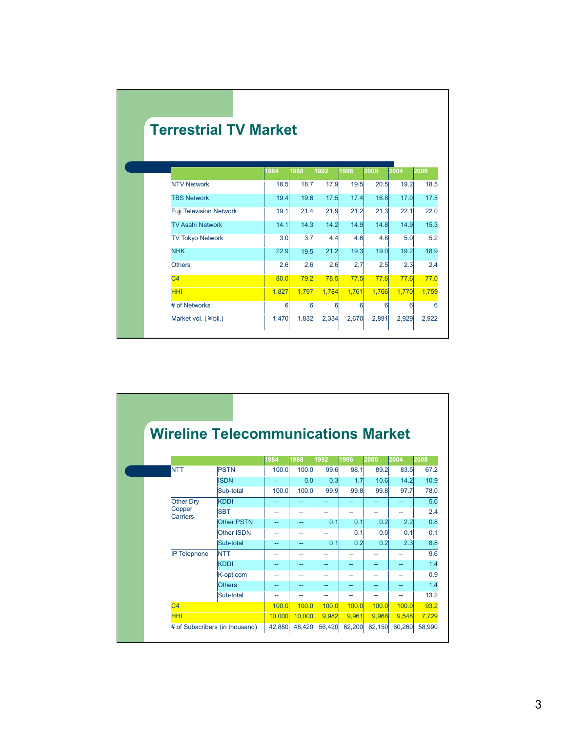## Terrestrial TV Market

| | 1984 | 1988 | 1992 | 1996 | 2000 | 2004 | 2006 |
|---|---|---|---|---|---|---|---|
| NTV Network | 18.5 | 18.7 | 17.9 | 19.5 | 20.5 | 19.2 | 18.5 |
| TBS Network | 19.4 | 19.6 | 17.5 | 17.4 | 16.8 | 17.0 | 17.5 |
| Fuji Television Network | 19.1 | 21.4 | 21.9 | 21.2 | 21.3 | 22.1 | 22.0 |
| TV Asahi Network | 14.1 | 14.3 | 14.2 | 14.9 | 14.8 | 14.9 | 15.3 |
| TV Tokyo Network | 3.0 | 3.7 | 4.4 | 4.6 | 4.8 | 5.0 | 5.2 |
| NHK | 22.9 | 19.5 | 21.2 | 19.3 | 19.0 | 19.2 | 18.9 |
| Others | 2.6 | 2.6 | 2.6 | 2.7 | 2.5 | 2.3 | 2.4 |
| C4 | 80.0 | 79.2 | 78.5 | 77.5 | 77.6 | 77.6 | 77.0 |
| HHI | 1,827 | 1,797 | 1,784 | 1,761 | 1,766 | 1,770 | 1,759 |
| # of Networks | 6 | 6 | 6 | 6 | 6 | 6 | 6 |
| Market vol. (￥bil.) | 1,470 | 1,832 | 2,334 | 2,670 | 2,891 | 2,929 | 2,922 |

## Wireline Telecommunications Market

| | | 1984 | 1988 | 1992 | 1996 | 2000 | 2004 | 2008 |
|---|---|---|---|---|---|---|---|---|
| NTT | PSTN | 100.0 | 100.0 | 99.6 | 98.1 | 89.2 | 83.5 | 67.2 |
| | ISDN | -- | 0.0 | 0.3 | 1.7 | 10.6 | 14.2 | 10.9 |
| | Sub-total | 100.0 | 100.0 | 99.9 | 99.8 | 99.8 | 97.7 | 78.0 |
| Other Dry Copper Carriers | KDDI | -- | -- | -- | -- | -- | -- | 5.6 |
| | SBT | -- | -- | -- | -- | -- | -- | 2.4 |
| | Other PSTN | -- | -- | 0.1 | 0.1 | 0.2 | 2.2 | 0.8 |
| | Other ISDN | -- | -- | -- | 0.1 | 0.0 | 0.1 | 0.1 |
| | Sub-total | -- | -- | 0.1 | 0.2 | 0.2 | 2.3 | 8.8 |
| IP Telephone | NTT | -- | -- | -- | -- | -- | -- | 9.6 |
| | KDDI | -- | -- | -- | -- | -- | -- | 1.4 |
| | K-opt.com | -- | -- | -- | -- | -- | -- | 0.9 |
| | Others | -- | -- | -- | -- | -- | -- | 1.4 |
| | Sub-total | -- | -- | -- | -- | -- | -- | 13.2 |
| C4 | | 100.0 | 100.0 | 100.0 | 100.0 | 100.0 | 100.0 | 93.2 |
| HHI | | 10,000 | 10,000 | 9,982 | 9,961 | 9,968 | 9,548 | 7,729 |
| # of Subscribers (in thousand) | | 42,880 | 48,420 | 56,420 | 62,200 | 62,150 | 60,260 | 58,990 |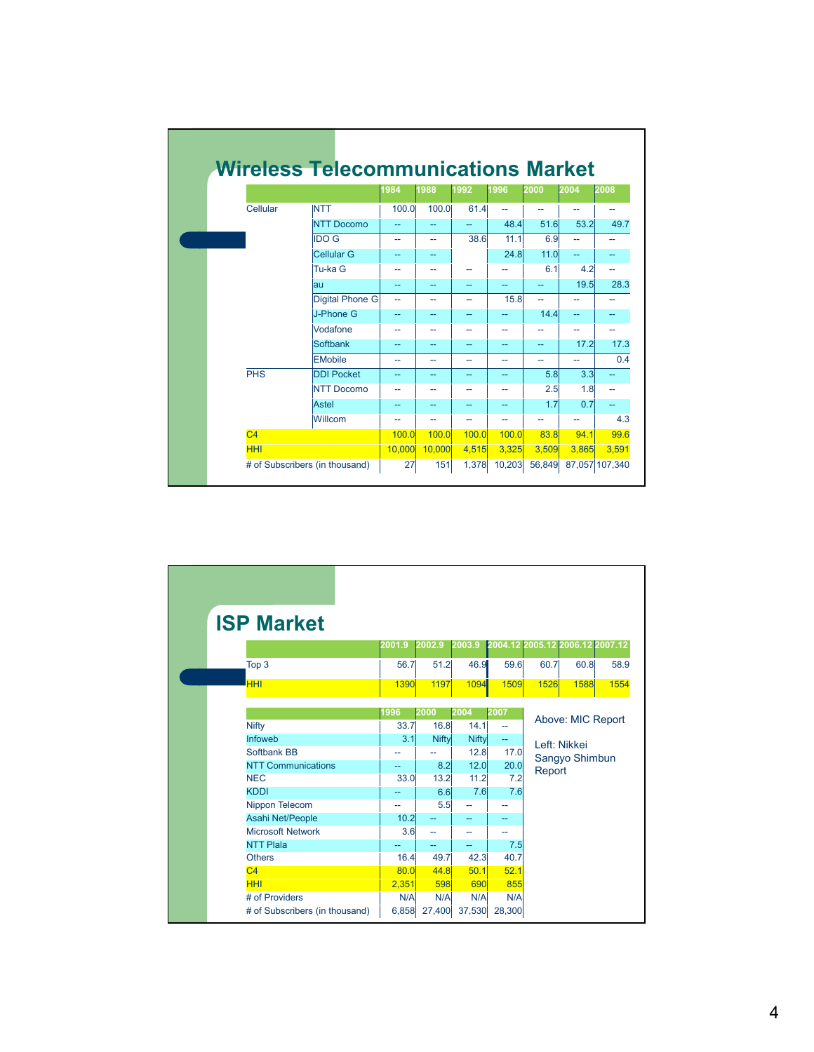# Wireless Telecommunications Market

| | | 1984 | 1988 | 1992 | 1996 | 2000 | 2004 | 2008 |
|---|---|---|---|---|---|---|---|---|
| Cellular | NTT | 100.0 | 100.0 | 61.4 | -- | -- | -- | -- |
| | NTT Docomo | -- | -- | -- | 48.4 | 51.6 | 53.2 | 49.7 |
| | IDO G | -- | -- | 38.6 | 11.1 | 6.9 | -- | -- |
| | Cellular G | -- | -- | | 24.8 | 11.0 | -- | -- |
| | Tu-ka G | -- | -- | -- | -- | 6.1 | 4.2 | -- |
| | au | -- | -- | -- | -- | -- | 19.5 | 28.3 |
| | Digital Phone G | -- | -- | -- | 15.8 | -- | -- | -- |
| | J-Phone G | -- | -- | -- | -- | 14.4 | -- | -- |
| | Vodafone | -- | -- | -- | -- | -- | -- | -- |
| | Softbank | -- | -- | -- | -- | -- | 17.2 | 17.3 |
| | EMobile | -- | -- | -- | -- | -- | -- | 0.4 |
| PHS | DDI Pocket | -- | -- | -- | -- | 5.8 | 3.3 | -- |
| | NTT Docomo | -- | -- | -- | -- | 2.5 | 1.8 | -- |
| | Astel | -- | -- | -- | -- | 1.7 | 0.7 | -- |
| | Willcom | -- | -- | -- | -- | -- | -- | 4.3 |
| C4 | | 100.0 | 100.0 | 100.0 | 100.0 | 83.8 | 94.1 | 99.6 |
| HHI | | 10,000 | 10,000 | 4,515 | 3,325 | 3,509 | 3,865 | 3,591 |
| # of Subscribers (in thousand) | | 27 | 151 | 1,378 | 10,203 | 56,849 | 87,057 | 107,340 |

# ISP Market

| | 2001.9 | 2002.9 | 2003.9 | 2004.12 | 2005.12 | 2006.12 | 2007.12 |
|---|---|---|---|---|---|---|---|
| Top 3 | 56.7 | 51.2 | 46.9 | 59.6 | 60.7 | 60.8 | 58.9 |
| HHI | 1390 | 1197 | 1094 | 1509 | 1526 | 1588 | 1554 |

| | 1996 | 2000 | 2004 | 2007 |
|---|---|---|---|---|
| Nifty | 33.7 | 16.8 | 14.1 | -- |
| Infoweb | 3.1 | Nifty | Nifty | -- |
| Softbank BB | -- | -- | 12.8 | 17.0 |
| NTT Communications | -- | 8.2 | 12.0 | 20.0 |
| NEC | 33.0 | 13.2 | 11.2 | 7.2 |
| KDDI | -- | 6.6 | 7.6 | 7.6 |
| Nippon Telecom | -- | 5.5 | -- | -- |
| Asahi Net/People | 10.2 | -- | -- | -- |
| Microsoft Network | 3.6 | -- | -- | -- |
| NTT Plala | -- | -- | -- | 7.5 |
| Others | 16.4 | 49.7 | 42.3 | 40.7 |
| C4 | 80.0 | 44.8 | 50.1 | 52.1 |
| HHI | 2,351 | 598 | 690 | 855 |
| # of Providers | N/A | N/A | N/A | N/A |
| # of Subscribers (in thousand) | 6,858 | 27,400 | 37,530 | 28,300 |

Above: MIC Report

Left: Nikkei Sangyo Shimbun Report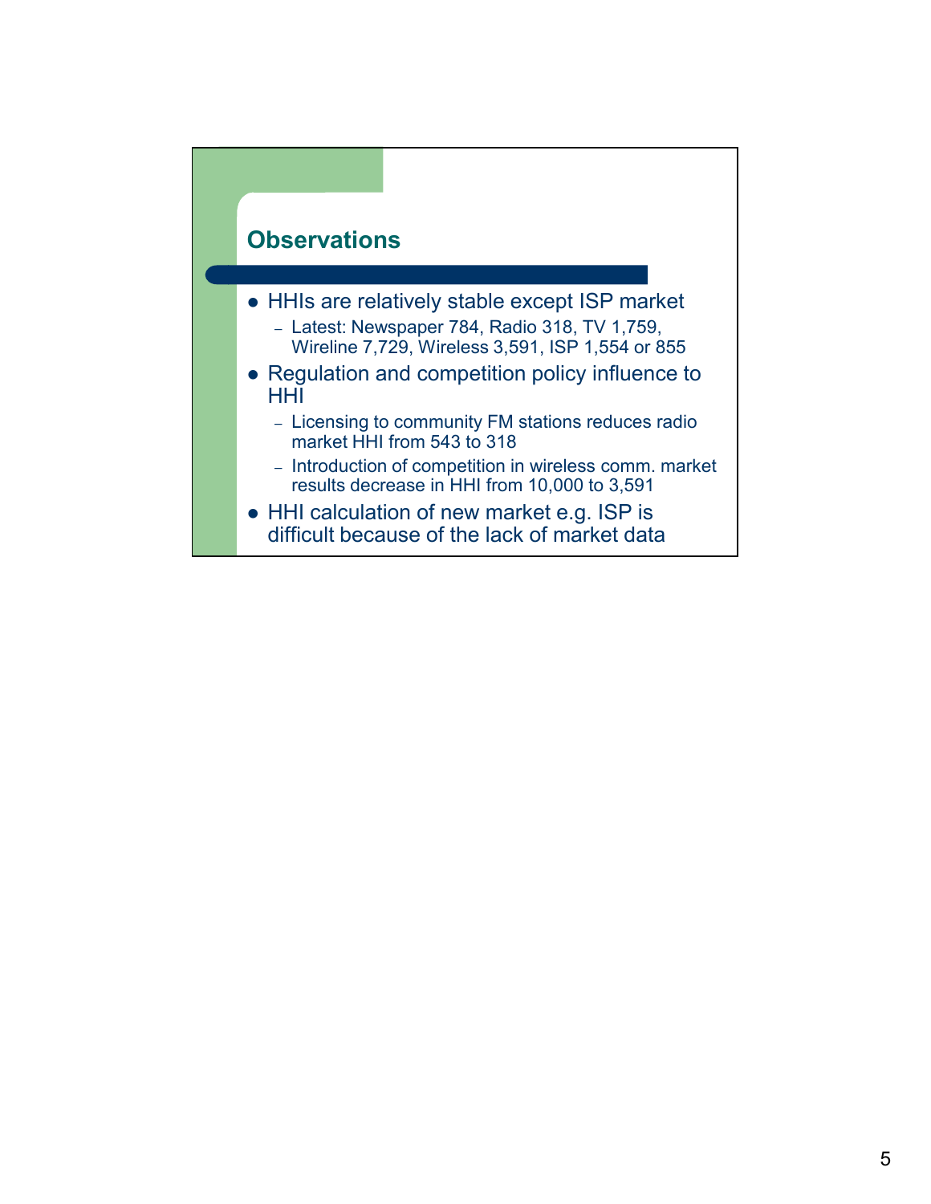## Observations

- HHIs are relatively stable except ISP market
  - Latest: Newspaper 784, Radio 318, TV 1,759, Wireline 7,729, Wireless 3,591, ISP 1,554 or 855
- Regulation and competition policy influence to HHI
  - Licensing to community FM stations reduces radio market HHI from 543 to 318
  - Introduction of competition in wireless comm. market results decrease in HHI from 10,000 to 3,591
- HHI calculation of new market e.g. ISP is difficult because of the lack of market data